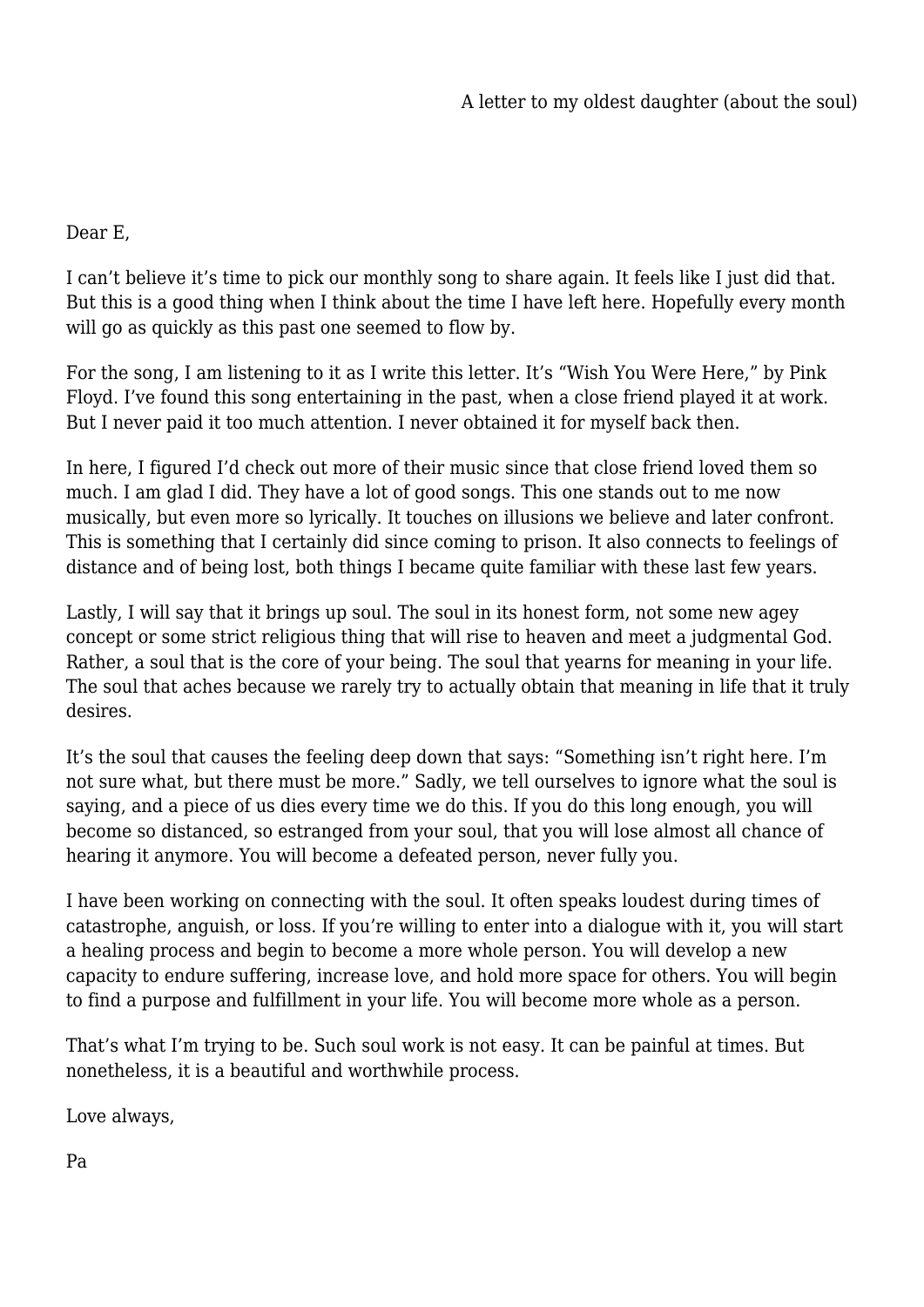A letter to my oldest daughter (about the soul)

Dear E,

I can't believe it's time to pick our monthly song to share again. It feels like I just did that. But this is a good thing when I think about the time I have left here. Hopefully every month will go as quickly as this past one seemed to flow by.

For the song, I am listening to it as I write this letter. It's "Wish You Were Here," by Pink Floyd. I've found this song entertaining in the past, when a close friend played it at work. But I never paid it too much attention. I never obtained it for myself back then.

In here, I figured I'd check out more of their music since that close friend loved them so much. I am glad I did. They have a lot of good songs. This one stands out to me now musically, but even more so lyrically. It touches on illusions we believe and later confront. This is something that I certainly did since coming to prison. It also connects to feelings of distance and of being lost, both things I became quite familiar with these last few years.

Lastly, I will say that it brings up soul. The soul in its honest form, not some new agey concept or some strict religious thing that will rise to heaven and meet a judgmental God. Rather, a soul that is the core of your being. The soul that yearns for meaning in your life. The soul that aches because we rarely try to actually obtain that meaning in life that it truly desires.

It's the soul that causes the feeling deep down that says: "Something isn't right here. I'm not sure what, but there must be more." Sadly, we tell ourselves to ignore what the soul is saying, and a piece of us dies every time we do this. If you do this long enough, you will become so distanced, so estranged from your soul, that you will lose almost all chance of hearing it anymore. You will become a defeated person, never fully you.

I have been working on connecting with the soul. It often speaks loudest during times of catastrophe, anguish, or loss. If you're willing to enter into a dialogue with it, you will start a healing process and begin to become a more whole person. You will develop a new capacity to endure suffering, increase love, and hold more space for others. You will begin to find a purpose and fulfillment in your life. You will become more whole as a person.

That's what I'm trying to be. Such soul work is not easy. It can be painful at times. But nonetheless, it is a beautiful and worthwhile process.

Love always,

Pa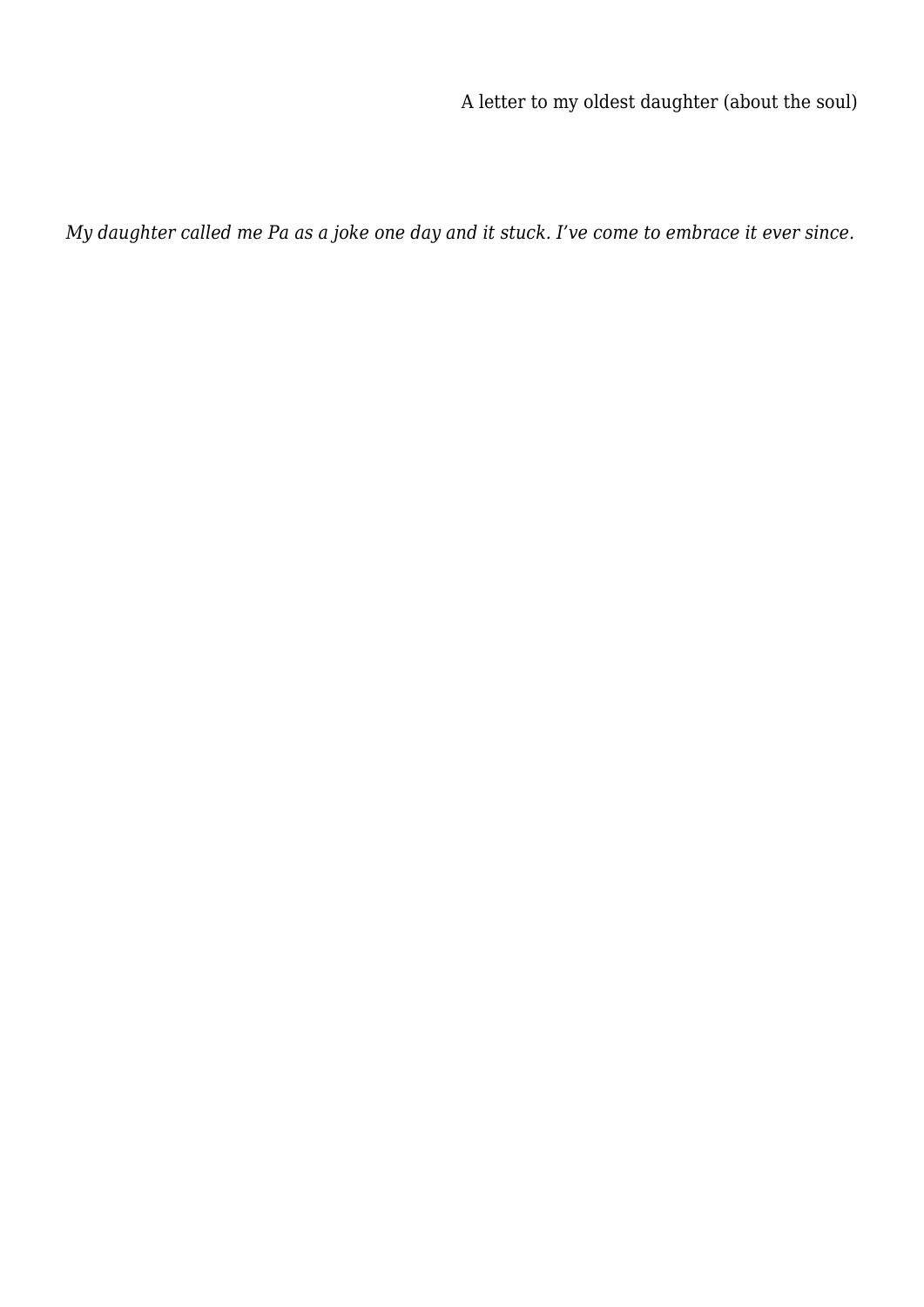*My daughter called me Pa as a joke one day and it stuck. I've come to embrace it ever since.*